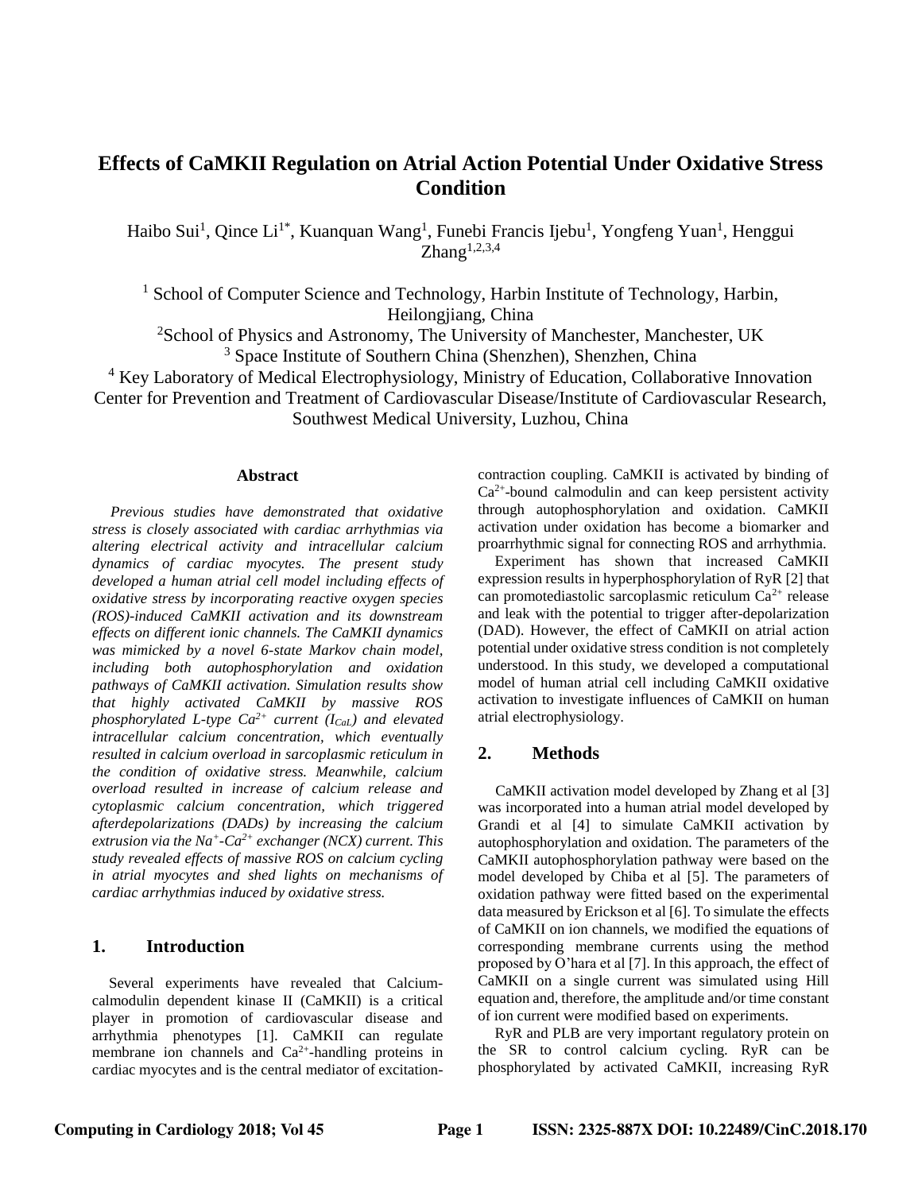# Effects of CaMKII Regulation on Atrial Action Potential Under Oxidative Stress Condition

Haibo Sui[1], Qince Li[1*], Kuanquan Wang[1], Funebi Francis Ijebu[1], Yongfeng Yuan[1], Henggui Zhang[1,2,3,4]

[1] School of Computer Science and Technology, Harbin Institute of Technology, Harbin, Heilongjiang, China

[2] School of Physics and Astronomy, The University of Manchester, Manchester, UK

[3] Space Institute of Southern China (Shenzhen), Shenzhen, China

[4] Key Laboratory of Medical Electrophysiology, Ministry of Education, Collaborative Innovation Center for Prevention and Treatment of Cardiovascular Disease/Institute of Cardiovascular Research, Southwest Medical University, Luzhou, China

## Abstract

*Previous studies have demonstrated that oxidative stress is closely associated with cardiac arrhythmias via altering electrical activity and intracellular calcium dynamics of cardiac myocytes. The present study developed a human atrial cell model including effects of oxidative stress by incorporating reactive oxygen species (ROS)-induced CaMKII activation and its downstream effects on different ionic channels. The CaMKII dynamics was mimicked by a novel 6-state Markov chain model, including both autophosphorylation and oxidation pathways of CaMKII activation. Simulation results show that highly activated CaMKII by massive ROS phosphorylated L-type $Ca^{2+}$ current ($I_{CaL}$) and elevated intracellular calcium concentration, which eventually resulted in calcium overload in sarcoplasmic reticulum in the condition of oxidative stress. Meanwhile, calcium overload resulted in increase of calcium release and cytoplasmic calcium concentration, which triggered afterdepolarizations (DADs) by increasing the calcium extrusion via the $Na^{+}$-$Ca^{2+}$ exchanger (NCX) current. This study revealed effects of massive ROS on calcium cycling in atrial myocytes and shed lights on mechanisms of cardiac arrhythmias induced by oxidative stress.*

## 1. Introduction

Several experiments have revealed that Calcium-calmodulin dependent kinase II (CaMKII) is a critical player in promotion of cardiovascular disease and arrhythmia phenotypes [1]. CaMKII can regulate membrane ion channels and $Ca^{2+}$-handling proteins in cardiac myocytes and is the central mediator of excitation-contraction coupling. CaMKII is activated by binding of $Ca^{2+}$-bound calmodulin and can keep persistent activity through autophosphorylation and oxidation. CaMKII activation under oxidation has become a biomarker and proarrhythmic signal for connecting ROS and arrhythmia.

Experiment has shown that increased CaMKII expression results in hyperphosphorylation of RyR [2] that can promotediastolic sarcoplasmic reticulum $Ca^{2+}$ release and leak with the potential to trigger after-depolarization (DAD). However, the effect of CaMKII on atrial action potential under oxidative stress condition is not completely understood. In this study, we developed a computational model of human atrial cell including CaMKII oxidative activation to investigate influences of CaMKII on human atrial electrophysiology.

## 2. Methods

CaMKII activation model developed by Zhang et al [3] was incorporated into a human atrial model developed by Grandi et al [4] to simulate CaMKII activation by autophosphorylation and oxidation. The parameters of the CaMKII autophosphorylation pathway were based on the model developed by Chiba et al [5]. The parameters of oxidation pathway were fitted based on the experimental data measured by Erickson et al [6]. To simulate the effects of CaMKII on ion channels, we modified the equations of corresponding membrane currents using the method proposed by O'hara et al [7]. In this approach, the effect of CaMKII on a single current was simulated using Hill equation and, therefore, the amplitude and/or time constant of ion current were modified based on experiments.

RyR and PLB are very important regulatory protein on the SR to control calcium cycling. RyR can be phosphorylated by activated CaMKII, increasing RyR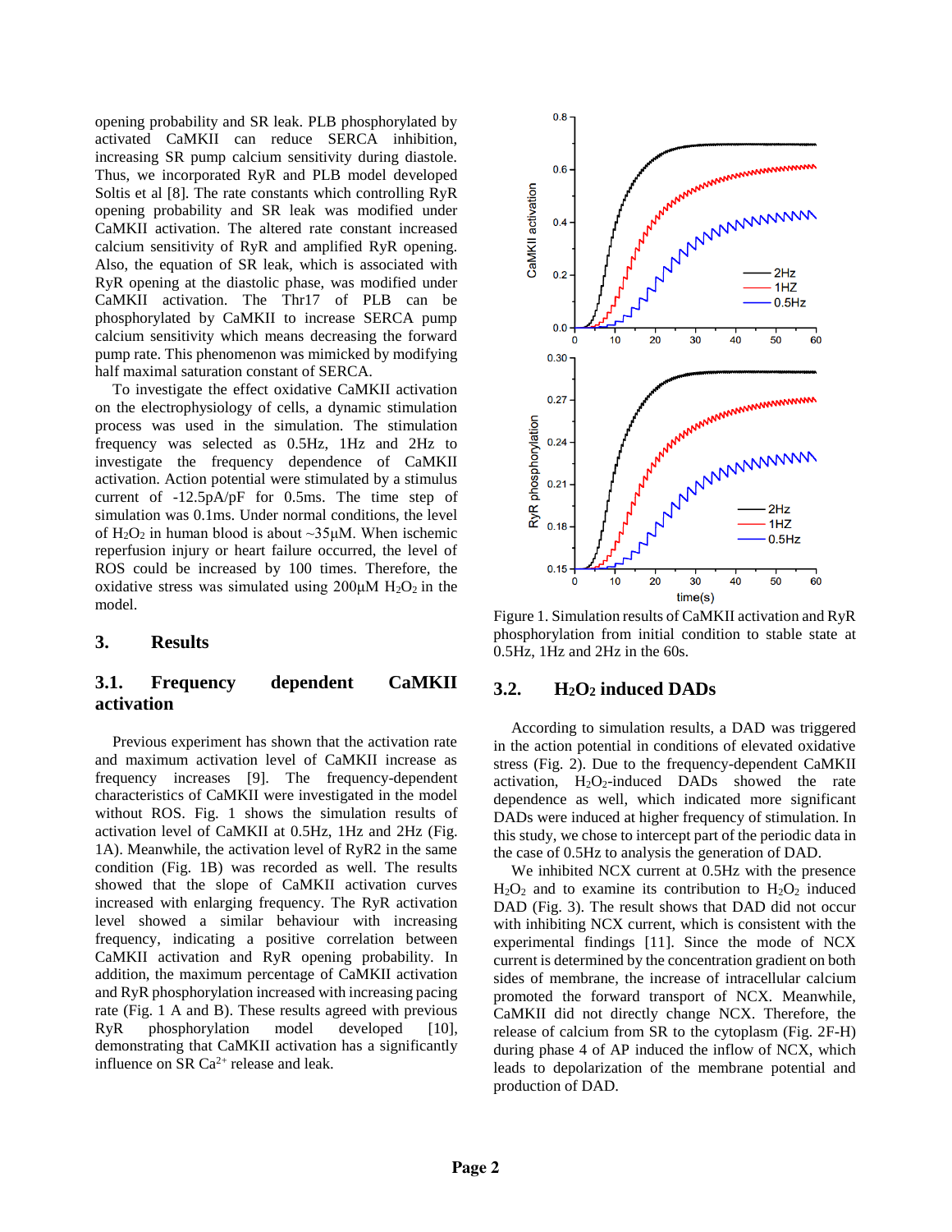opening probability and SR leak. PLB phosphorylated by activated CaMKII can reduce SERCA inhibition, increasing SR pump calcium sensitivity during diastole. Thus, we incorporated RyR and PLB model developed Soltis et al [8]. The rate constants which controlling RyR opening probability and SR leak was modified under CaMKII activation. The altered rate constant increased calcium sensitivity of RyR and amplified RyR opening. Also, the equation of SR leak, which is associated with RyR opening at the diastolic phase, was modified under CaMKII activation. The Thr17 of PLB can be phosphorylated by CaMKII to increase SERCA pump calcium sensitivity which means decreasing the forward pump rate. This phenomenon was mimicked by modifying half maximal saturation constant of SERCA.

To investigate the effect oxidative CaMKII activation on the electrophysiology of cells, a dynamic stimulation process was used in the simulation. The stimulation frequency was selected as 0.5Hz, 1Hz and 2Hz to investigate the frequency dependence of CaMKII activation. Action potential were stimulated by a stimulus current of -12.5pA/pF for 0.5ms. The time step of simulation was 0.1ms. Under normal conditions, the level of $H_2O_2$ in human blood is about ~35μM. When ischemic reperfusion injury or heart failure occurred, the level of ROS could be increased by 100 times. Therefore, the oxidative stress was simulated using 200μM $H_2O_2$ in the model.

## 3. Results

### 3.1. Frequency dependent CaMKII activation

Previous experiment has shown that the activation rate and maximum activation level of CaMKII increase as frequency increases [9]. The frequency-dependent characteristics of CaMKII were investigated in the model without ROS. Fig. 1 shows the simulation results of activation level of CaMKII at 0.5Hz, 1Hz and 2Hz (Fig. 1A). Meanwhile, the activation level of RyR2 in the same condition (Fig. 1B) was recorded as well. The results showed that the slope of CaMKII activation curves increased with enlarging frequency. The RyR activation level showed a similar behaviour with increasing frequency, indicating a positive correlation between CaMKII activation and RyR opening probability. In addition, the maximum percentage of CaMKII activation and RyR phosphorylation increased with increasing pacing rate (Fig. 1 A and B). These results agreed with previous RyR phosphorylation model developed [10], demonstrating that CaMKII activation has a significantly influence on SR $Ca^{2+}$ release and leak.

Figure 1. Simulation results of CaMKII activation and RyR phosphorylation from initial condition to stable state at 0.5Hz, 1Hz and 2Hz in the 60s.

### 3.2. $H_2O_2$ induced DADs

According to simulation results, a DAD was triggered in the action potential in conditions of elevated oxidative stress (Fig. 2). Due to the frequency-dependent CaMKII activation, $H_2O_2$-induced DADs showed the rate dependence as well, which indicated more significant DADs were induced at higher frequency of stimulation. In this study, we chose to intercept part of the periodic data in the case of 0.5Hz to analysis the generation of DAD.

We inhibited NCX current at 0.5Hz with the presence $H_2O_2$ and to examine its contribution to $H_2O_2$ induced DAD (Fig. 3). The result shows that DAD did not occur with inhibiting NCX current, which is consistent with the experimental findings [11]. Since the mode of NCX current is determined by the concentration gradient on both sides of membrane, the increase of intracellular calcium promoted the forward transport of NCX. Meanwhile, CaMKII did not directly change NCX. Therefore, the release of calcium from SR to the cytoplasm (Fig. 2F-H) during phase 4 of AP induced the inflow of NCX, which leads to depolarization of the membrane potential and production of DAD.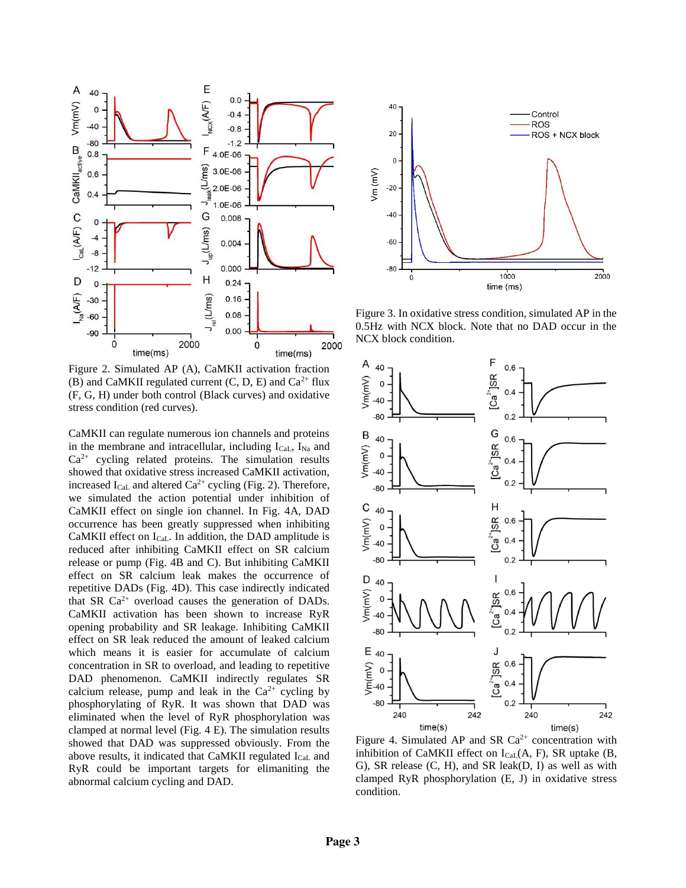Figure 2. Simulated AP (A), CaMKII activation fraction (B) and CaMKII regulated current (C, D, E) and $Ca^{2+}$ flux (F, G, H) under both control (Black curves) and oxidative stress condition (red curves).

CaMKII can regulate numerous ion channels and proteins in the membrane and intracellular, including $I_{CaL}$, $I_{Na}$ and $Ca^{2+}$ cycling related proteins. The simulation results showed that oxidative stress increased CaMKII activation, increased $I_{CaL}$ and altered $Ca^{2+}$ cycling (Fig. 2). Therefore, we simulated the action potential under inhibition of CaMKII effect on single ion channel. In Fig. 4A, DAD occurrence has been greatly suppressed when inhibiting CaMKII effect on $I_{CaL}$. In addition, the DAD amplitude is reduced after inhibiting CaMKII effect on SR calcium release or pump (Fig. 4B and C). But inhibiting CaMKII effect on SR calcium leak makes the occurrence of repetitive DADs (Fig. 4D). This case indirectly indicated that SR $Ca^{2+}$ overload causes the generation of DADs. CaMKII activation has been shown to increase RyR opening probability and SR leakage. Inhibiting CaMKII effect on SR leak reduced the amount of leaked calcium which means it is easier for accumulate of calcium concentration in SR to overload, and leading to repetitive DAD phenomenon. CaMKII indirectly regulates SR calcium release, pump and leak in the $Ca^{2+}$ cycling by phosphorylating of RyR. It was shown that DAD was eliminated when the level of RyR phosphorylation was clamped at normal level (Fig. 4 E). The simulation results showed that DAD was suppressed obviously. From the above results, it indicated that CaMKII regulated $I_{CaL}$ and RyR could be important targets for elimaniting the abnormal calcium cycling and DAD.

Figure 3. In oxidative stress condition, simulated AP in the 0.5Hz with NCX block. Note that no DAD occur in the NCX block condition.

Figure 4. Simulated AP and SR $Ca^{2+}$ concentration with inhibition of CaMKII effect on $I_{CaL}$(A, F), SR uptake (B, G), SR release (C, H), and SR leak(D, I) as well as with clamped RyR phosphorylation (E, J) in oxidative stress condition.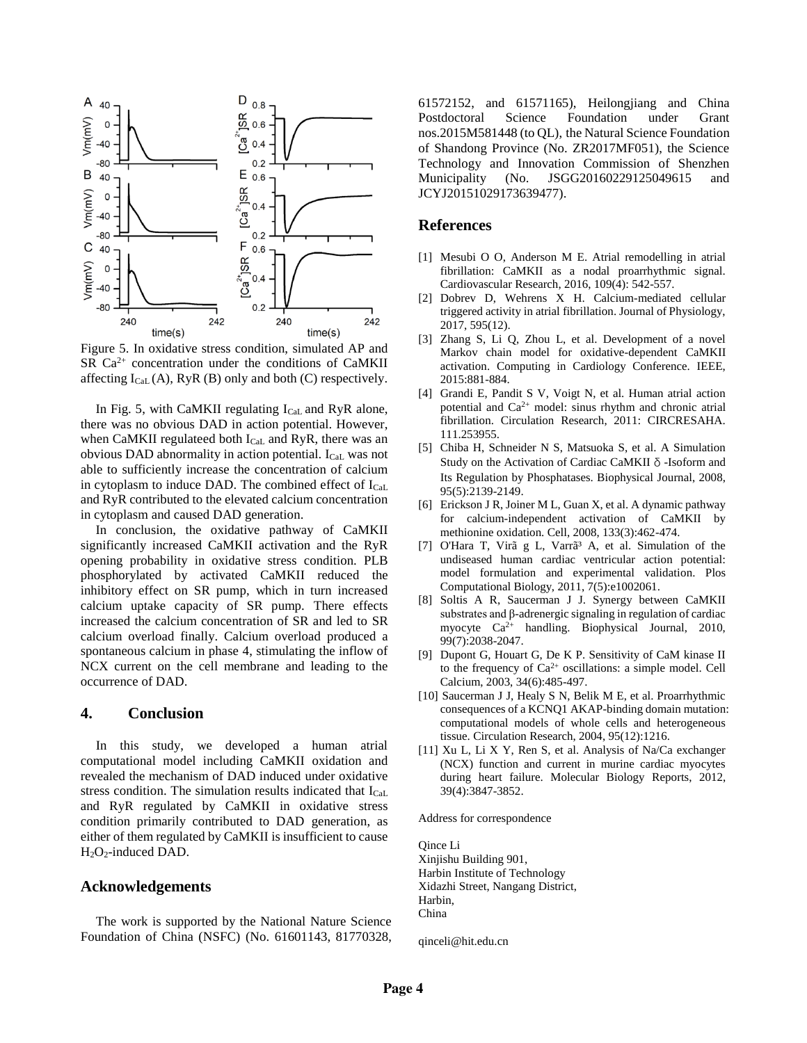A
40
0
Vm(mV)
-40
-80
B
40
0
Vm(mV)
-40
-80
C
40
0
Vm(mV)
-40
-80
240
242
time(s)
D
0.8
0.6
[Ca$^{2+}$]SR
0.4
0.2
E
0.6
[Ca$^{2+}$]SR
0.4
0.2
F
0.6
[Ca$^{2+}$]SR
0.4
0.2
240
242
time(s)

Figure 5. In oxidative stress condition, simulated AP and SR $Ca^{2+}$ concentration under the conditions of CaMKII affecting $I_{CaL}$ (A), RyR (B) only and both (C) respectively.

In Fig. 5, with CaMKII regulating $I_{CaL}$ and RyR alone, there was no obvious DAD in action potential. However, when CaMKII regulateed both $I_{CaL}$ and RyR, there was an obvious DAD abnormality in action potential. $I_{CaL}$ was not able to sufficiently increase the concentration of calcium in cytoplasm to induce DAD. The combined effect of $I_{CaL}$ and RyR contributed to the elevated calcium concentration in cytoplasm and caused DAD generation.

In conclusion, the oxidative pathway of CaMKII significantly increased CaMKII activation and the RyR opening probability in oxidative stress condition. PLB phosphorylated by activated CaMKII reduced the inhibitory effect on SR pump, which in turn increased calcium uptake capacity of SR pump. There effects increased the calcium concentration of SR and led to SR calcium overload finally. Calcium overload produced a spontaneous calcium in phase 4, stimulating the inflow of NCX current on the cell membrane and leading to the occurrence of DAD.

## 4. Conclusion

In this study, we developed a human atrial computational model including CaMKII oxidation and revealed the mechanism of DAD induced under oxidative stress condition. The simulation results indicated that $I_{CaL}$ and RyR regulated by CaMKII in oxidative stress condition primarily contributed to DAD generation, as either of them regulated by CaMKII is insufficient to cause $H_2O_2$-induced DAD.

## Acknowledgements

The work is supported by the National Nature Science Foundation of China (NSFC) (No. 61601143, 81770328, 61572152, and 61571165), Heilongjiang and China Postdoctoral Science Foundation under Grant nos.2015M581448 (to QL), the Natural Science Foundation of Shandong Province (No. ZR2017MF051), the Science Technology and Innovation Commission of Shenzhen Municipality (No. JSGG20160229125049615 and JCYJ20151029173639477).

## References

[1] Mesubi O O, Anderson M E. Atrial remodelling in atrial fibrillation: CaMKII as a nodal proarrhythmic signal. Cardiovascular Research, 2016, 109(4): 542-557.

[2] Dobrev D, Wehrens X H. Calcium-mediated cellular triggered activity in atrial fibrillation. Journal of Physiology, 2017, 595(12).

[3] Zhang S, Li Q, Zhou L, et al. Development of a novel Markov chain model for oxidative-dependent CaMKII activation. Computing in Cardiology Conference. IEEE, 2015:881-884.

[4] Grandi E, Pandit S V, Voigt N, et al. Human atrial action potential and $Ca^{2+}$ model: sinus rhythm and chronic atrial fibrillation. Circulation Research, 2011: CIRCRESAHA. 111.253955.

[5] Chiba H, Schneider N S, Matsuoka S, et al. A Simulation Study on the Activation of Cardiac CaMKII δ -Isoform and Its Regulation by Phosphatases. Biophysical Journal, 2008, 95(5):2139-2149.

[6] Erickson J R, Joiner M L, Guan X, et al. A dynamic pathway for calcium-independent activation of CaMKII by methionine oxidation. Cell, 2008, 133(3):462-474.

[7] O'Hara T, Virã g L, Varrã³ A, et al. Simulation of the undiseased human cardiac ventricular action potential: model formulation and experimental validation. Plos Computational Biology, 2011, 7(5):e1002061.

[8] Soltis A R, Saucerman J J. Synergy between CaMKII substrates and β-adrenergic signaling in regulation of cardiac myocyte $Ca^{2+}$ handling. Biophysical Journal, 2010, 99(7):2038-2047.

[9] Dupont G, Houart G, De K P. Sensitivity of CaM kinase II to the frequency of $Ca^{2+}$ oscillations: a simple model. Cell Calcium, 2003, 34(6):485-497.

[10] Saucerman J J, Healy S N, Belik M E, et al. Proarrhythmic consequences of a KCNQ1 AKAP-binding domain mutation: computational models of whole cells and heterogeneous tissue. Circulation Research, 2004, 95(12):1216.

[11] Xu L, Li X Y, Ren S, et al. Analysis of Na/Ca exchanger (NCX) function and current in murine cardiac myocytes during heart failure. Molecular Biology Reports, 2012, 39(4):3847-3852.

Address for correspondence

Qince Li
Xinjishu Building 901,
Harbin Institute of Technology
Xidazhi Street, Nangang District,
Harbin,
China

qinceli@hit.edu.cn